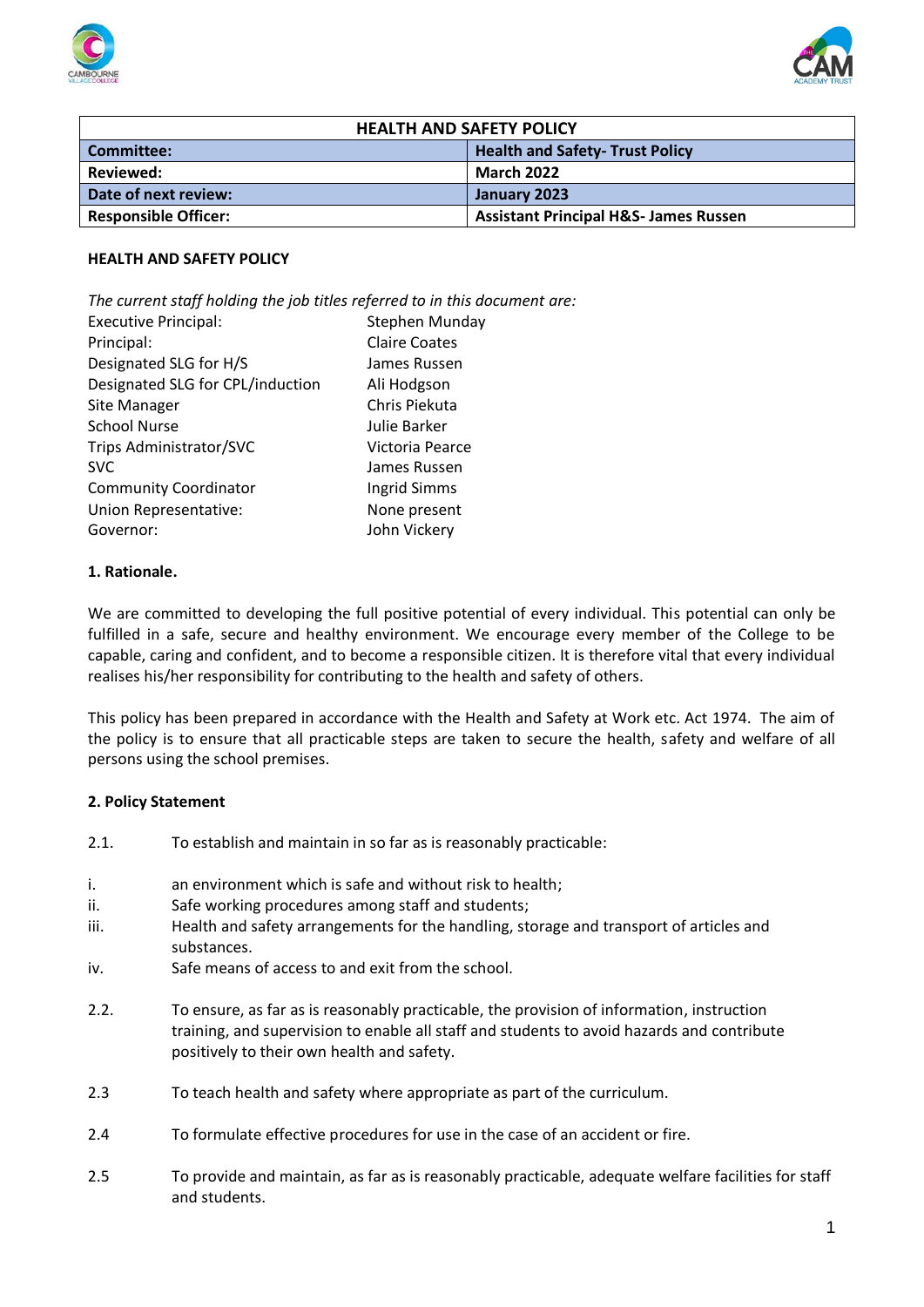| HEALTH AND SAFETY POLICY | |
|---|---|
| **Committee:** | **Health and Safety- Trust Policy** |
| **Reviewed:** | **March 2022** |
| **Date of next review:** | **January 2023** |
| **Responsible Officer:** | **Assistant Principal H&S- James Russen** |

**HEALTH AND SAFETY POLICY**

*The current staff holding the job titles referred to in this document are:*

| | |
|---|---|
| Executive Principal: | Stephen Munday |
| Principal: | Claire Coates |
| Designated SLG for H/S | James Russen |
| Designated SLG for CPL/induction | Ali Hodgson |
| Site Manager | Chris Piekuta |
| School Nurse | Julie Barker |
| Trips Administrator/SVC | Victoria Pearce |
| SVC | James Russen |
| Community Coordinator | Ingrid Simms |
| Union Representative: | None present |
| Governor: | John Vickery |

**1. Rationale.**

We are committed to developing the full positive potential of every individual. This potential can only be fulfilled in a safe, secure and healthy environment. We encourage every member of the College to be capable, caring and confident, and to become a responsible citizen. It is therefore vital that every individual realises his/her responsibility for contributing to the health and safety of others.

This policy has been prepared in accordance with the Health and Safety at Work etc. Act 1974. The aim of the policy is to ensure that all practicable steps are taken to secure the health, safety and welfare of all persons using the school premises.

**2. Policy Statement**

2.1. To establish and maintain in so far as is reasonably practicable:

i. an environment which is safe and without risk to health;
ii. Safe working procedures among staff and students;
iii. Health and safety arrangements for the handling, storage and transport of articles and substances.
iv. Safe means of access to and exit from the school.

2.2. To ensure, as far as is reasonably practicable, the provision of information, instruction training, and supervision to enable all staff and students to avoid hazards and contribute positively to their own health and safety.

2.3 To teach health and safety where appropriate as part of the curriculum.

2.4 To formulate effective procedures for use in the case of an accident or fire.

2.5 To provide and maintain, as far as is reasonably practicable, adequate welfare facilities for staff and students.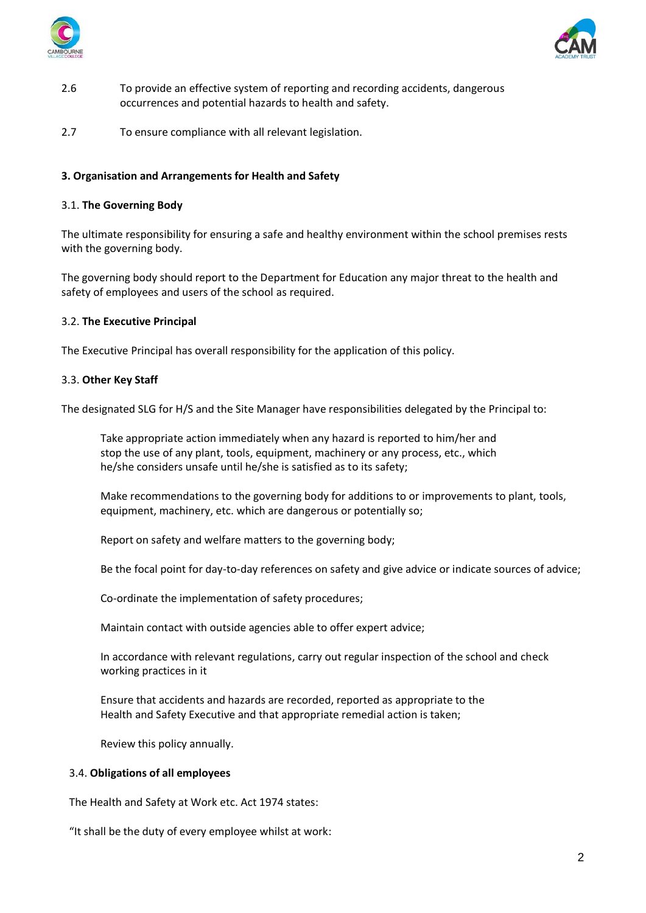2.6 To provide an effective system of reporting and recording accidents, dangerous occurrences and potential hazards to health and safety.

2.7 To ensure compliance with all relevant legislation.

**3. Organisation and Arrangements for Health and Safety**

3.1. **The Governing Body**

The ultimate responsibility for ensuring a safe and healthy environment within the school premises rests with the governing body.

The governing body should report to the Department for Education any major threat to the health and safety of employees and users of the school as required.

3.2. **The Executive Principal**

The Executive Principal has overall responsibility for the application of this policy.

3.3. **Other Key Staff**

The designated SLG for H/S and the Site Manager have responsibilities delegated by the Principal to:

Take appropriate action immediately when any hazard is reported to him/her and stop the use of any plant, tools, equipment, machinery or any process, etc., which he/she considers unsafe until he/she is satisfied as to its safety;

Make recommendations to the governing body for additions to or improvements to plant, tools, equipment, machinery, etc. which are dangerous or potentially so;

Report on safety and welfare matters to the governing body;

Be the focal point for day-to-day references on safety and give advice or indicate sources of advice;

Co-ordinate the implementation of safety procedures;

Maintain contact with outside agencies able to offer expert advice;

In accordance with relevant regulations, carry out regular inspection of the school and check working practices in it

Ensure that accidents and hazards are recorded, reported as appropriate to the Health and Safety Executive and that appropriate remedial action is taken;

Review this policy annually.

3.4. **Obligations of all employees**

The Health and Safety at Work etc. Act 1974 states:

"It shall be the duty of every employee whilst at work: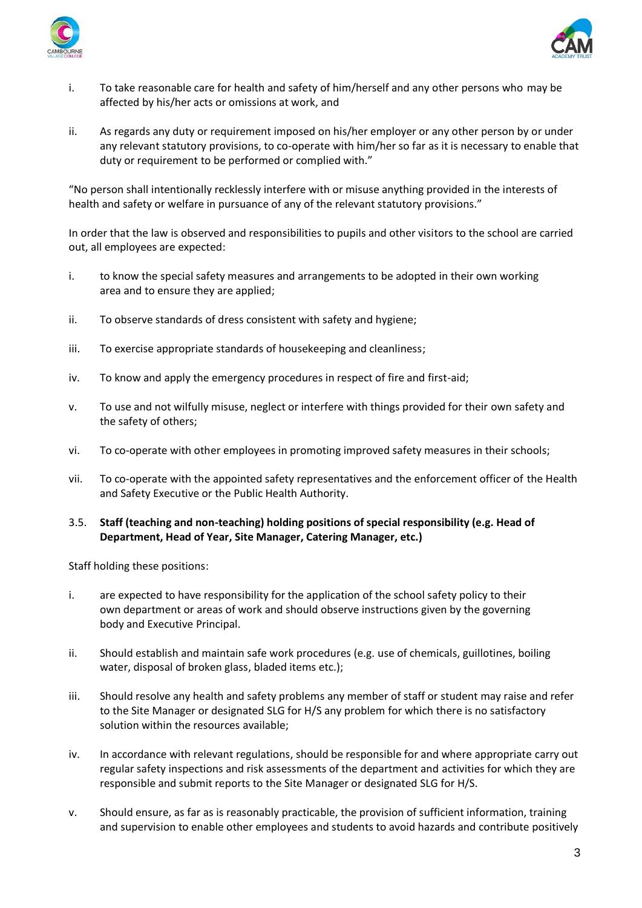i. To take reasonable care for health and safety of him/herself and any other persons who may be affected by his/her acts or omissions at work, and

ii. As regards any duty or requirement imposed on his/her employer or any other person by or under any relevant statutory provisions, to co-operate with him/her so far as it is necessary to enable that duty or requirement to be performed or complied with."

"No person shall intentionally recklessly interfere with or misuse anything provided in the interests of health and safety or welfare in pursuance of any of the relevant statutory provisions."

In order that the law is observed and responsibilities to pupils and other visitors to the school are carried out, all employees are expected:

i. to know the special safety measures and arrangements to be adopted in their own working area and to ensure they are applied;

ii. To observe standards of dress consistent with safety and hygiene;

iii. To exercise appropriate standards of housekeeping and cleanliness;

iv. To know and apply the emergency procedures in respect of fire and first-aid;

v. To use and not wilfully misuse, neglect or interfere with things provided for their own safety and the safety of others;

vi. To co-operate with other employees in promoting improved safety measures in their schools;

vii. To co-operate with the appointed safety representatives and the enforcement officer of the Health and Safety Executive or the Public Health Authority.

### 3.5. Staff (teaching and non-teaching) holding positions of special responsibility (e.g. Head of Department, Head of Year, Site Manager, Catering Manager, etc.)

Staff holding these positions:

i. are expected to have responsibility for the application of the school safety policy to their own department or areas of work and should observe instructions given by the governing body and Executive Principal.

ii. Should establish and maintain safe work procedures (e.g. use of chemicals, guillotines, boiling water, disposal of broken glass, bladed items etc.);

iii. Should resolve any health and safety problems any member of staff or student may raise and refer to the Site Manager or designated SLG for H/S any problem for which there is no satisfactory solution within the resources available;

iv. In accordance with relevant regulations, should be responsible for and where appropriate carry out regular safety inspections and risk assessments of the department and activities for which they are responsible and submit reports to the Site Manager or designated SLG for H/S.

v. Should ensure, as far as is reasonably practicable, the provision of sufficient information, training and supervision to enable other employees and students to avoid hazards and contribute positively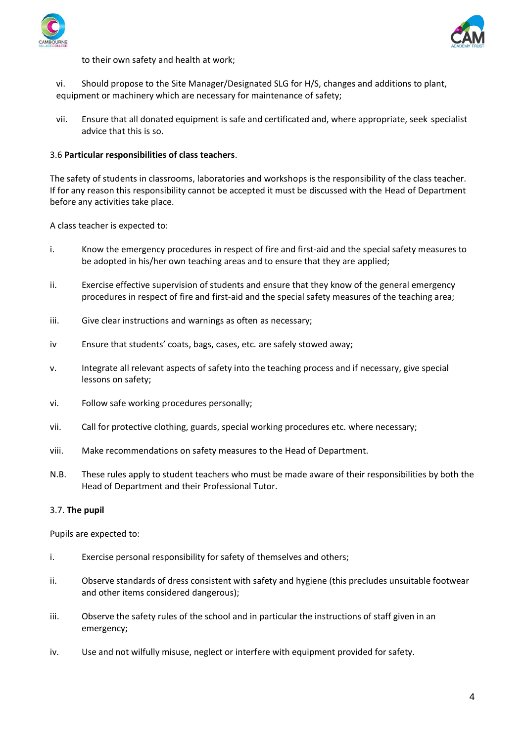to their own safety and health at work;

vi. Should propose to the Site Manager/Designated SLG for H/S, changes and additions to plant, equipment or machinery which are necessary for maintenance of safety;

vii. Ensure that all donated equipment is safe and certificated and, where appropriate, seek specialist advice that this is so.

3.6 **Particular responsibilities of class teachers**.

The safety of students in classrooms, laboratories and workshops is the responsibility of the class teacher. If for any reason this responsibility cannot be accepted it must be discussed with the Head of Department before any activities take place.

A class teacher is expected to:

i. Know the emergency procedures in respect of fire and first-aid and the special safety measures to be adopted in his/her own teaching areas and to ensure that they are applied;

ii. Exercise effective supervision of students and ensure that they know of the general emergency procedures in respect of fire and first-aid and the special safety measures of the teaching area;

iii. Give clear instructions and warnings as often as necessary;

iv Ensure that students' coats, bags, cases, etc. are safely stowed away;

v. Integrate all relevant aspects of safety into the teaching process and if necessary, give special lessons on safety;

vi. Follow safe working procedures personally;

vii. Call for protective clothing, guards, special working procedures etc. where necessary;

viii. Make recommendations on safety measures to the Head of Department.

N.B. These rules apply to student teachers who must be made aware of their responsibilities by both the Head of Department and their Professional Tutor.

3.7. **The pupil**

Pupils are expected to:

i. Exercise personal responsibility for safety of themselves and others;

ii. Observe standards of dress consistent with safety and hygiene (this precludes unsuitable footwear and other items considered dangerous);

iii. Observe the safety rules of the school and in particular the instructions of staff given in an emergency;

iv. Use and not wilfully misuse, neglect or interfere with equipment provided for safety.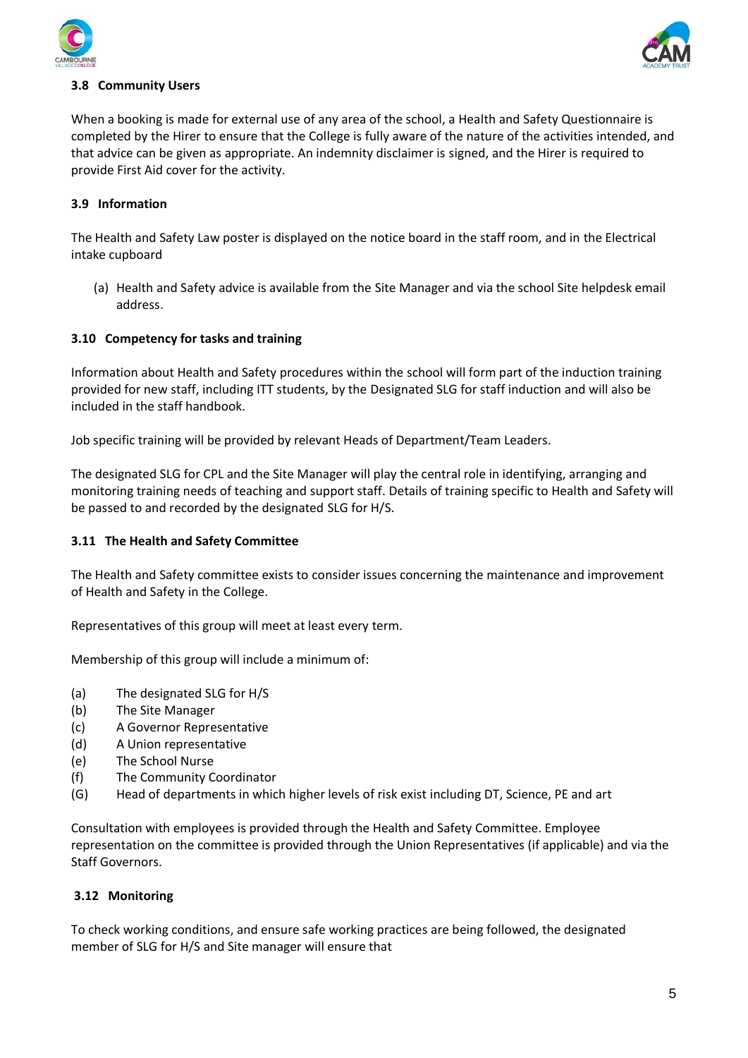### 3.8 Community Users

When a booking is made for external use of any area of the school, a Health and Safety Questionnaire is completed by the Hirer to ensure that the College is fully aware of the nature of the activities intended, and that advice can be given as appropriate. An indemnity disclaimer is signed, and the Hirer is required to provide First Aid cover for the activity.

### 3.9 Information

The Health and Safety Law poster is displayed on the notice board in the staff room, and in the Electrical intake cupboard

(a) Health and Safety advice is available from the Site Manager and via the school Site helpdesk email address.

### 3.10 Competency for tasks and training

Information about Health and Safety procedures within the school will form part of the induction training provided for new staff, including ITT students, by the Designated SLG for staff induction and will also be included in the staff handbook.

Job specific training will be provided by relevant Heads of Department/Team Leaders.

The designated SLG for CPL and the Site Manager will play the central role in identifying, arranging and monitoring training needs of teaching and support staff. Details of training specific to Health and Safety will be passed to and recorded by the designated SLG for H/S.

### 3.11 The Health and Safety Committee

The Health and Safety committee exists to consider issues concerning the maintenance and improvement of Health and Safety in the College.

Representatives of this group will meet at least every term.

Membership of this group will include a minimum of:

(a) The designated SLG for H/S
(b) The Site Manager
(c) A Governor Representative
(d) A Union representative
(e) The School Nurse
(f) The Community Coordinator
(G) Head of departments in which higher levels of risk exist including DT, Science, PE and art

Consultation with employees is provided through the Health and Safety Committee. Employee representation on the committee is provided through the Union Representatives (if applicable) and via the Staff Governors.

### 3.12 Monitoring

To check working conditions, and ensure safe working practices are being followed, the designated member of SLG for H/S and Site manager will ensure that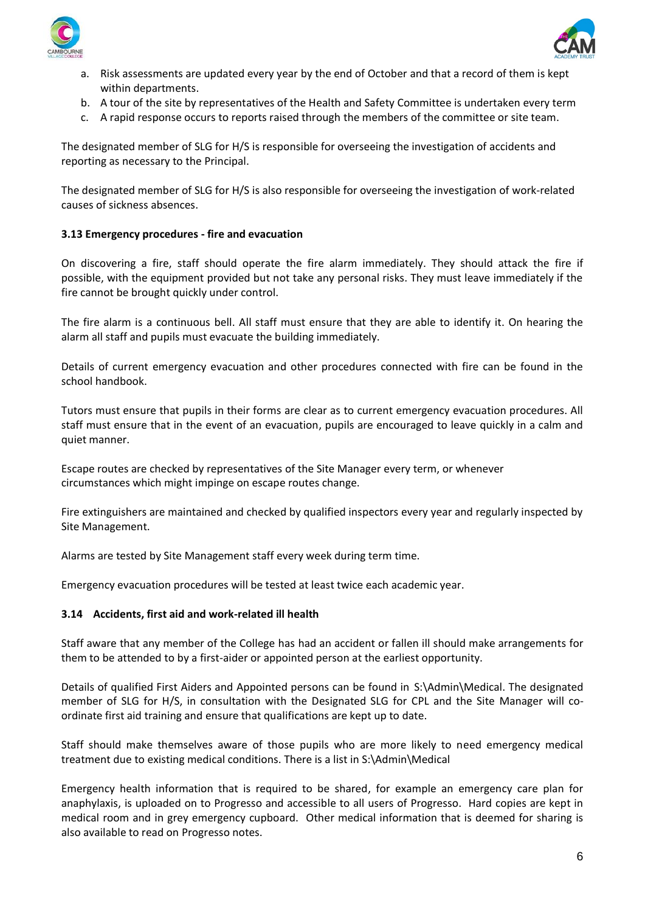a. Risk assessments are updated every year by the end of October and that a record of them is kept within departments.
b. A tour of the site by representatives of the Health and Safety Committee is undertaken every term
c. A rapid response occurs to reports raised through the members of the committee or site team.

The designated member of SLG for H/S is responsible for overseeing the investigation of accidents and reporting as necessary to the Principal.

The designated member of SLG for H/S is also responsible for overseeing the investigation of work-related causes of sickness absences.

### 3.13 Emergency procedures - fire and evacuation

On discovering a fire, staff should operate the fire alarm immediately. They should attack the fire if possible, with the equipment provided but not take any personal risks. They must leave immediately if the fire cannot be brought quickly under control.

The fire alarm is a continuous bell. All staff must ensure that they are able to identify it. On hearing the alarm all staff and pupils must evacuate the building immediately.

Details of current emergency evacuation and other procedures connected with fire can be found in the school handbook.

Tutors must ensure that pupils in their forms are clear as to current emergency evacuation procedures. All staff must ensure that in the event of an evacuation, pupils are encouraged to leave quickly in a calm and quiet manner.

Escape routes are checked by representatives of the Site Manager every term, or whenever circumstances which might impinge on escape routes change.

Fire extinguishers are maintained and checked by qualified inspectors every year and regularly inspected by Site Management.

Alarms are tested by Site Management staff every week during term time.

Emergency evacuation procedures will be tested at least twice each academic year.

### 3.14 Accidents, first aid and work-related ill health

Staff aware that any member of the College has had an accident or fallen ill should make arrangements for them to be attended to by a first-aider or appointed person at the earliest opportunity.

Details of qualified First Aiders and Appointed persons can be found in S:\Admin\Medical. The designated member of SLG for H/S, in consultation with the Designated SLG for CPL and the Site Manager will co-ordinate first aid training and ensure that qualifications are kept up to date.

Staff should make themselves aware of those pupils who are more likely to need emergency medical treatment due to existing medical conditions. There is a list in S:\Admin\Medical

Emergency health information that is required to be shared, for example an emergency care plan for anaphylaxis, is uploaded on to Progresso and accessible to all users of Progresso. Hard copies are kept in medical room and in grey emergency cupboard. Other medical information that is deemed for sharing is also available to read on Progresso notes.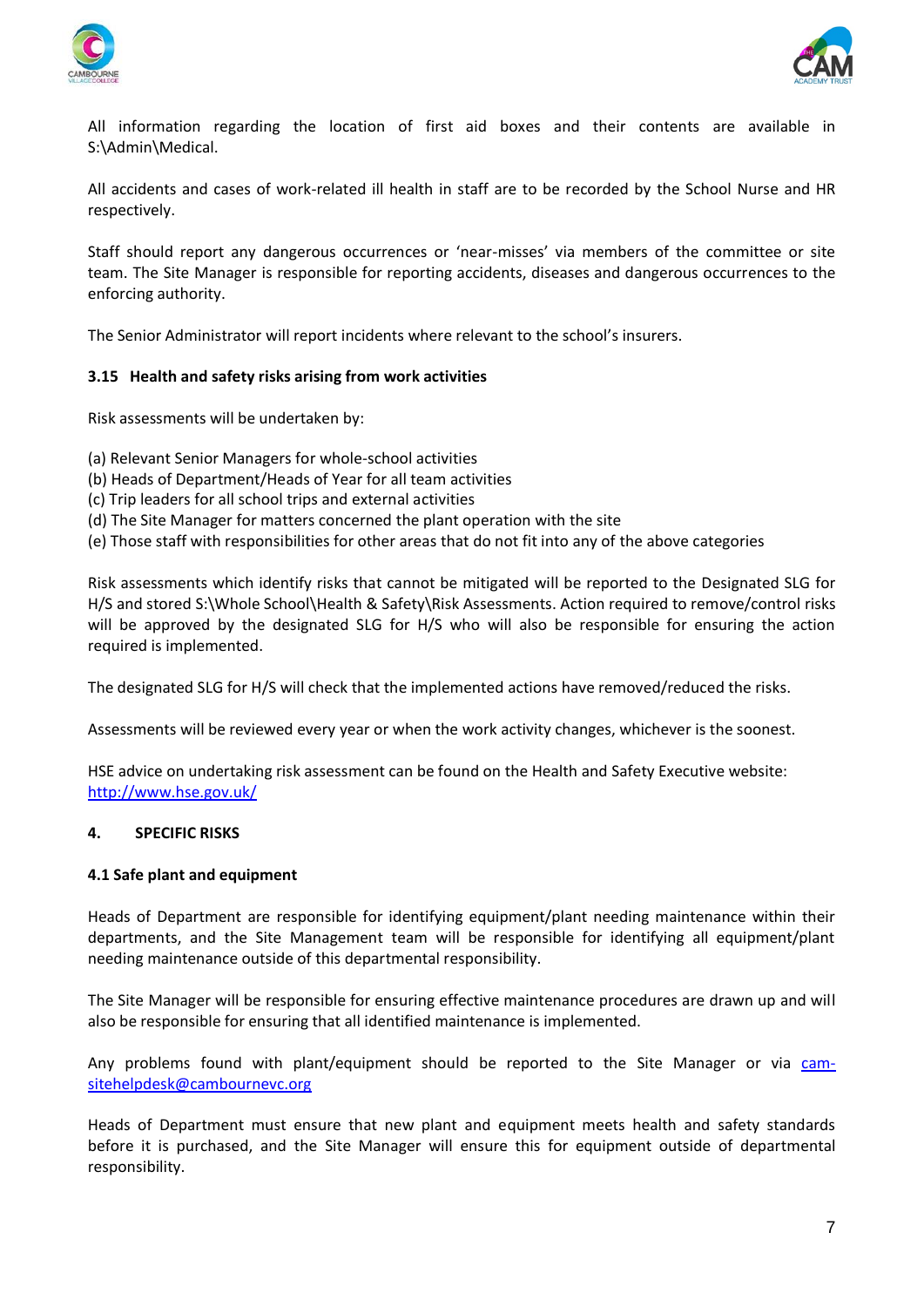All information regarding the location of first aid boxes and their contents are available in S:\Admin\Medical.

All accidents and cases of work-related ill health in staff are to be recorded by the School Nurse and HR respectively.

Staff should report any dangerous occurrences or 'near-misses' via members of the committee or site team. The Site Manager is responsible for reporting accidents, diseases and dangerous occurrences to the enforcing authority.

The Senior Administrator will report incidents where relevant to the school's insurers.

### 3.15 Health and safety risks arising from work activities

Risk assessments will be undertaken by:

(a) Relevant Senior Managers for whole-school activities
(b) Heads of Department/Heads of Year for all team activities
(c) Trip leaders for all school trips and external activities
(d) The Site Manager for matters concerned the plant operation with the site
(e) Those staff with responsibilities for other areas that do not fit into any of the above categories

Risk assessments which identify risks that cannot be mitigated will be reported to the Designated SLG for H/S and stored S:\Whole School\Health & Safety\Risk Assessments. Action required to remove/control risks will be approved by the designated SLG for H/S who will also be responsible for ensuring the action required is implemented.

The designated SLG for H/S will check that the implemented actions have removed/reduced the risks.

Assessments will be reviewed every year or when the work activity changes, whichever is the soonest.

HSE advice on undertaking risk assessment can be found on the Health and Safety Executive website: [http://www.hse.gov.uk/](http://www.hse.gov.uk/)

## 4. SPECIFIC RISKS

### 4.1 Safe plant and equipment

Heads of Department are responsible for identifying equipment/plant needing maintenance within their departments, and the Site Management team will be responsible for identifying all equipment/plant needing maintenance outside of this departmental responsibility.

The Site Manager will be responsible for ensuring effective maintenance procedures are drawn up and will also be responsible for ensuring that all identified maintenance is implemented.

Any problems found with plant/equipment should be reported to the Site Manager or via [cam-sitehelpdesk@cambournevc.org](mailto:cam-sitehelpdesk@cambournevc.org)

Heads of Department must ensure that new plant and equipment meets health and safety standards before it is purchased, and the Site Manager will ensure this for equipment outside of departmental responsibility.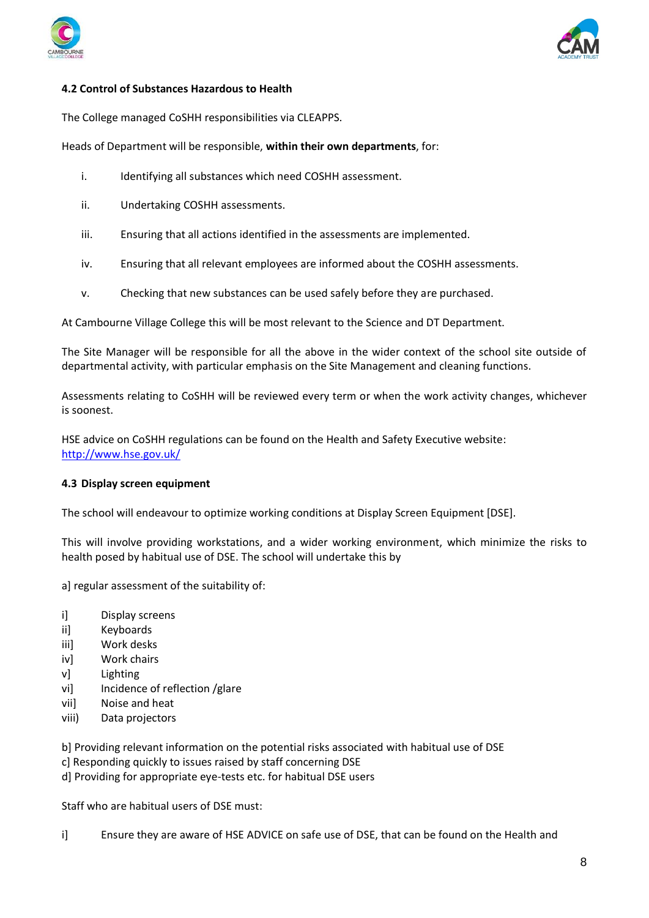**4.2 Control of Substances Hazardous to Health**

The College managed CoSHH responsibilities via CLEAPPS.

Heads of Department will be responsible, **within their own departments**, for:

i. Identifying all substances which need COSHH assessment.

ii. Undertaking COSHH assessments.

iii. Ensuring that all actions identified in the assessments are implemented.

iv. Ensuring that all relevant employees are informed about the COSHH assessments.

v. Checking that new substances can be used safely before they are purchased.

At Cambourne Village College this will be most relevant to the Science and DT Department.

The Site Manager will be responsible for all the above in the wider context of the school site outside of departmental activity, with particular emphasis on the Site Management and cleaning functions.

Assessments relating to CoSHH will be reviewed every term or when the work activity changes, whichever is soonest.

HSE advice on CoSHH regulations can be found on the Health and Safety Executive website: [http://www.hse.gov.uk/](http://www.hse.gov.uk/)

**4.3 Display screen equipment**

The school will endeavour to optimize working conditions at Display Screen Equipment [DSE].

This will involve providing workstations, and a wider working environment, which minimize the risks to health posed by habitual use of DSE. The school will undertake this by

a] regular assessment of the suitability of:

i] Display screens
ii] Keyboards
iii] Work desks
iv] Work chairs
v] Lighting
vi] Incidence of reflection /glare
vii] Noise and heat
viii) Data projectors

b] Providing relevant information on the potential risks associated with habitual use of DSE
c] Responding quickly to issues raised by staff concerning DSE
d] Providing for appropriate eye-tests etc. for habitual DSE users

Staff who are habitual users of DSE must:

i] Ensure they are aware of HSE ADVICE on safe use of DSE, that can be found on the Health and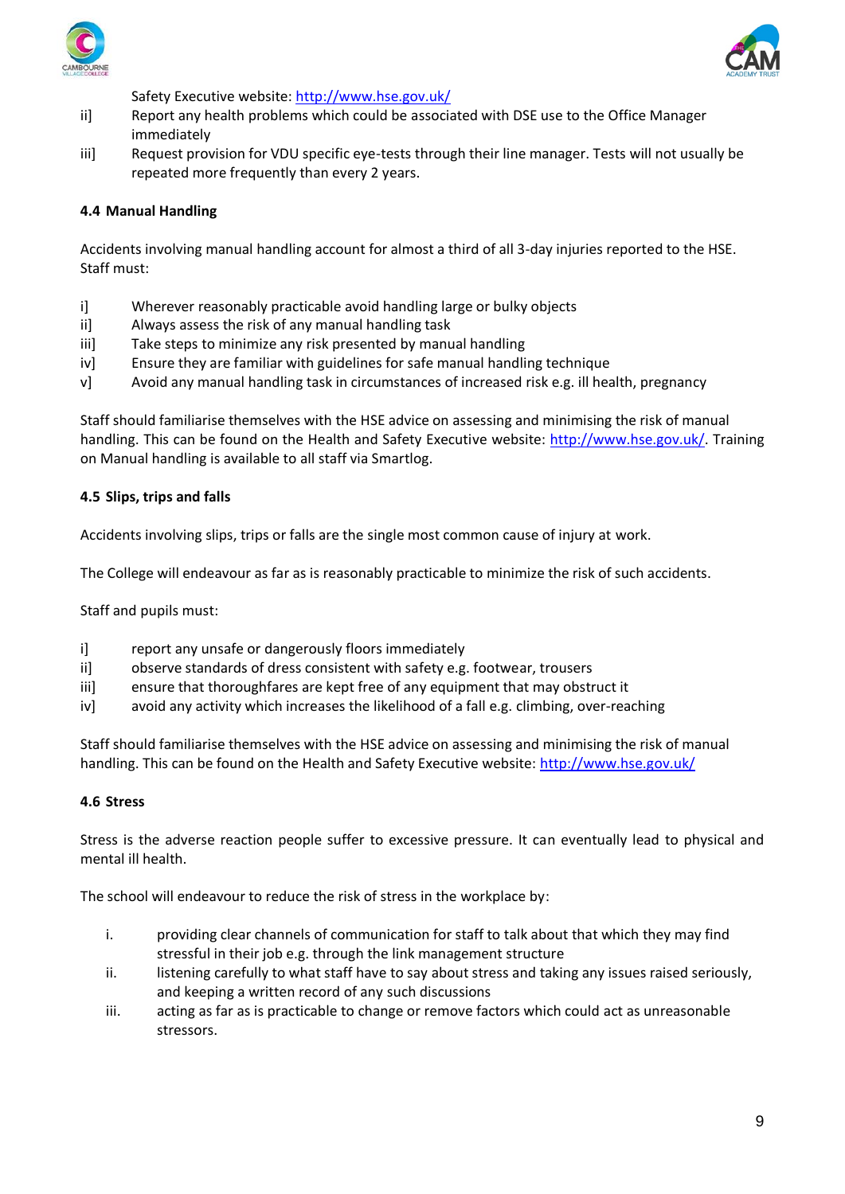Safety Executive website: http://www.hse.gov.uk/

ii] Report any health problems which could be associated with DSE use to the Office Manager immediately

iii] Request provision for VDU specific eye-tests through their line manager. Tests will not usually be repeated more frequently than every 2 years.

### 4.4 Manual Handling

Accidents involving manual handling account for almost a third of all 3-day injuries reported to the HSE. Staff must:

i] Wherever reasonably practicable avoid handling large or bulky objects

ii] Always assess the risk of any manual handling task

iii] Take steps to minimize any risk presented by manual handling

iv] Ensure they are familiar with guidelines for safe manual handling technique

v] Avoid any manual handling task in circumstances of increased risk e.g. ill health, pregnancy

Staff should familiarise themselves with the HSE advice on assessing and minimising the risk of manual handling. This can be found on the Health and Safety Executive website: http://www.hse.gov.uk/. Training on Manual handling is available to all staff via Smartlog.

### 4.5 Slips, trips and falls

Accidents involving slips, trips or falls are the single most common cause of injury at work.

The College will endeavour as far as is reasonably practicable to minimize the risk of such accidents.

Staff and pupils must:

i] report any unsafe or dangerously floors immediately

ii] observe standards of dress consistent with safety e.g. footwear, trousers

iii] ensure that thoroughfares are kept free of any equipment that may obstruct it

iv] avoid any activity which increases the likelihood of a fall e.g. climbing, over-reaching

Staff should familiarise themselves with the HSE advice on assessing and minimising the risk of manual handling. This can be found on the Health and Safety Executive website: http://www.hse.gov.uk/

### 4.6 Stress

Stress is the adverse reaction people suffer to excessive pressure. It can eventually lead to physical and mental ill health.

The school will endeavour to reduce the risk of stress in the workplace by:

i. providing clear channels of communication for staff to talk about that which they may find stressful in their job e.g. through the link management structure

ii. listening carefully to what staff have to say about stress and taking any issues raised seriously, and keeping a written record of any such discussions

iii. acting as far as is practicable to change or remove factors which could act as unreasonable stressors.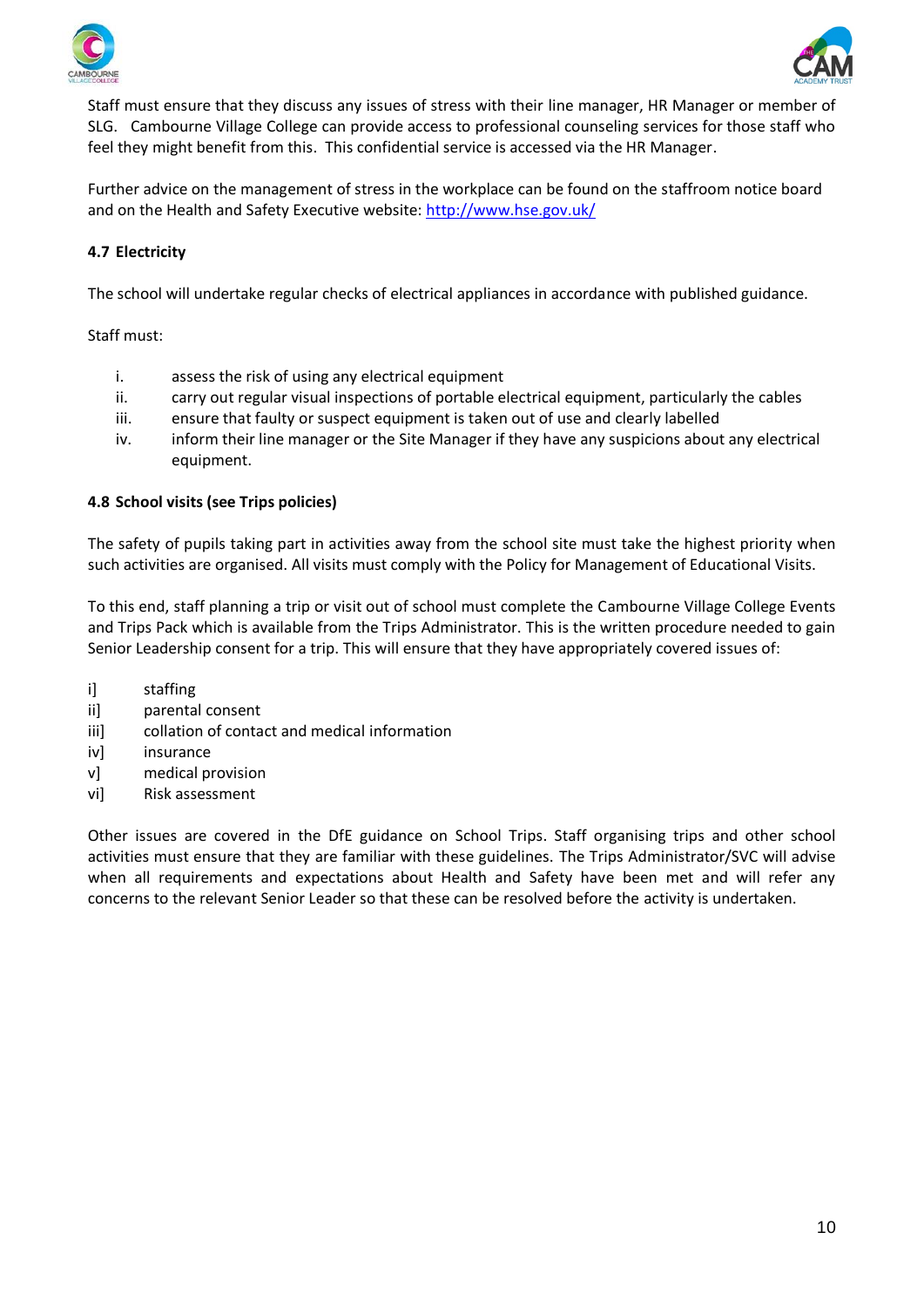Staff must ensure that they discuss any issues of stress with their line manager, HR Manager or member of SLG. Cambourne Village College can provide access to professional counseling services for those staff who feel they might benefit from this. This confidential service is accessed via the HR Manager.

Further advice on the management of stress in the workplace can be found on the staffroom notice board and on the Health and Safety Executive website: [http://www.hse.gov.uk/](http://www.hse.gov.uk/)

**4.7 Electricity**

The school will undertake regular checks of electrical appliances in accordance with published guidance.

Staff must:

i. assess the risk of using any electrical equipment
ii. carry out regular visual inspections of portable electrical equipment, particularly the cables
iii. ensure that faulty or suspect equipment is taken out of use and clearly labelled
iv. inform their line manager or the Site Manager if they have any suspicions about any electrical equipment.

**4.8 School visits (see Trips policies)**

The safety of pupils taking part in activities away from the school site must take the highest priority when such activities are organised. All visits must comply with the Policy for Management of Educational Visits.

To this end, staff planning a trip or visit out of school must complete the Cambourne Village College Events and Trips Pack which is available from the Trips Administrator. This is the written procedure needed to gain Senior Leadership consent for a trip. This will ensure that they have appropriately covered issues of:

i] staffing
ii] parental consent
iii] collation of contact and medical information
iv] insurance
v] medical provision
vi] Risk assessment

Other issues are covered in the DfE guidance on School Trips. Staff organising trips and other school activities must ensure that they are familiar with these guidelines. The Trips Administrator/SVC will advise when all requirements and expectations about Health and Safety have been met and will refer any concerns to the relevant Senior Leader so that these can be resolved before the activity is undertaken.